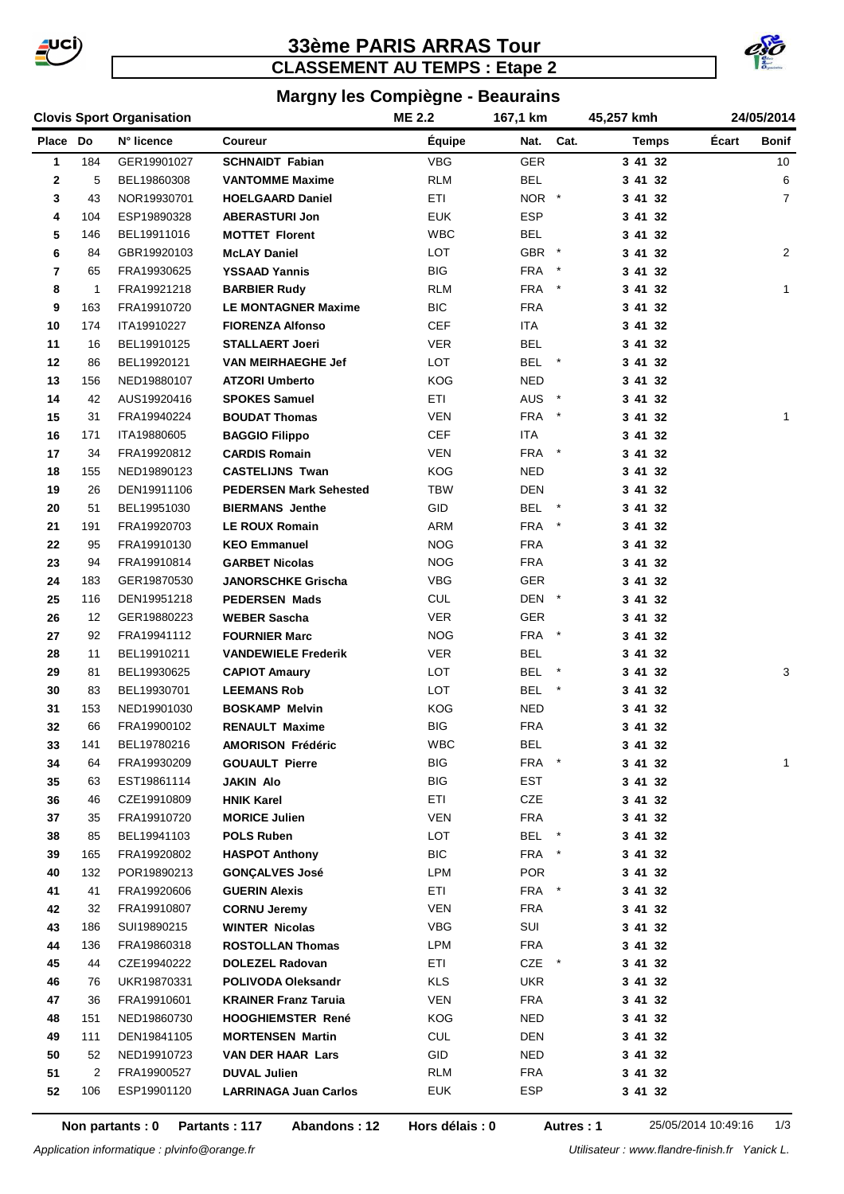# 33ème PARIS ARRAS Tour

## CLASSEMENT AU TEMPS : Etape 2

### Margny les Compiègne - Beaurains

**Clovis Sport Organisation** | ME 2.2 | 167,1 km | 45,257 kmh | 24/05/2014

| Place | Do | N° licence | Coureur | Équipe | Nat. | Cat. | Temps | Écart | Bonif |
|---|---|---|---|---|---|---|---|---|---|
| 1 | 184 | GER19901027 | **SCHNAIDT Fabian** | VBG | GER | | **3 41 32** | | 10 |
| 2 | 5 | BEL19860308 | **VANTOMME Maxime** | RLM | BEL | | **3 41 32** | | 6 |
| 3 | 43 | NOR19930701 | **HOELGAARD Daniel** | ETI | NOR | * | **3 41 32** | | 7 |
| 4 | 104 | ESP19890328 | **ABERASTURI Jon** | EUK | ESP | | **3 41 32** | | |
| 5 | 146 | BEL19911016 | **MOTTET Florent** | WBC | BEL | | **3 41 32** | | |
| 6 | 84 | GBR19920103 | **McLAY Daniel** | LOT | GBR | * | **3 41 32** | | 2 |
| 7 | 65 | FRA19930625 | **YSSAAD Yannis** | BIG | FRA | * | **3 41 32** | | |
| 8 | 1 | FRA19921218 | **BARBIER Rudy** | RLM | FRA | * | **3 41 32** | | 1 |
| 9 | 163 | FRA19910720 | **LE MONTAGNER Maxime** | BIC | FRA | | **3 41 32** | | |
| 10 | 174 | ITA19910227 | **FIORENZA Alfonso** | CEF | ITA | | **3 41 32** | | |
| 11 | 16 | BEL19910125 | **STALLAERT Joeri** | VER | BEL | | **3 41 32** | | |
| 12 | 86 | BEL19920121 | **VAN MEIRHAEGHE Jef** | LOT | BEL | * | **3 41 32** | | |
| 13 | 156 | NED19880107 | **ATZORI Umberto** | KOG | NED | | **3 41 32** | | |
| 14 | 42 | AUS19920416 | **SPOKES Samuel** | ETI | AUS | * | **3 41 32** | | |
| 15 | 31 | FRA19940224 | **BOUDAT Thomas** | VEN | FRA | * | **3 41 32** | | 1 |
| 16 | 171 | ITA19880605 | **BAGGIO Filippo** | CEF | ITA | | **3 41 32** | | |
| 17 | 34 | FRA19920812 | **CARDIS Romain** | VEN | FRA | * | **3 41 32** | | |
| 18 | 155 | NED19890123 | **CASTELIJNS Twan** | KOG | NED | | **3 41 32** | | |
| 19 | 26 | DEN19911106 | **PEDERSEN Mark Sehested** | TBW | DEN | | **3 41 32** | | |
| 20 | 51 | BEL19951030 | **BIERMANS Jenthe** | GID | BEL | * | **3 41 32** | | |
| 21 | 191 | FRA19920703 | **LE ROUX Romain** | ARM | FRA | * | **3 41 32** | | |
| 22 | 95 | FRA19910130 | **KEO Emmanuel** | NOG | FRA | | **3 41 32** | | |
| 23 | 94 | FRA19910814 | **GARBET Nicolas** | NOG | FRA | | **3 41 32** | | |
| 24 | 183 | GER19870530 | **JANORSCHKE Grischa** | VBG | GER | | **3 41 32** | | |
| 25 | 116 | DEN19951218 | **PEDERSEN Mads** | CUL | DEN | * | **3 41 32** | | |
| 26 | 12 | GER19880223 | **WEBER Sascha** | VER | GER | | **3 41 32** | | |
| 27 | 92 | FRA19941112 | **FOURNIER Marc** | NOG | FRA | * | **3 41 32** | | |
| 28 | 11 | BEL19910211 | **VANDEWIELE Frederik** | VER | BEL | | **3 41 32** | | |
| 29 | 81 | BEL19930625 | **CAPIOT Amaury** | LOT | BEL | * | **3 41 32** | | 3 |
| 30 | 83 | BEL19930701 | **LEEMANS Rob** | LOT | BEL | * | **3 41 32** | | |
| 31 | 153 | NED19901030 | **BOSKAMP Melvin** | KOG | NED | | **3 41 32** | | |
| 32 | 66 | FRA19900102 | **RENAULT Maxime** | BIG | FRA | | **3 41 32** | | |
| 33 | 141 | BEL19780216 | **AMORISON Frédéric** | WBC | BEL | | **3 41 32** | | |
| 34 | 64 | FRA19930209 | **GOUAULT Pierre** | BIG | FRA | * | **3 41 32** | | 1 |
| 35 | 63 | EST19861114 | **JAKIN Alo** | BIG | EST | | **3 41 32** | | |
| 36 | 46 | CZE19910809 | **HNIK Karel** | ETI | CZE | | **3 41 32** | | |
| 37 | 35 | FRA19910720 | **MORICE Julien** | VEN | FRA | | **3 41 32** | | |
| 38 | 85 | BEL19941103 | **POLS Ruben** | LOT | BEL | * | **3 41 32** | | |
| 39 | 165 | FRA19920802 | **HASPOT Anthony** | BIC | FRA | * | **3 41 32** | | |
| 40 | 132 | POR19890213 | **GONÇALVES José** | LPM | POR | | **3 41 32** | | |
| 41 | 41 | FRA19920606 | **GUERIN Alexis** | ETI | FRA | * | **3 41 32** | | |
| 42 | 32 | FRA19910807 | **CORNU Jeremy** | VEN | FRA | | **3 41 32** | | |
| 43 | 186 | SUI19890215 | **WINTER Nicolas** | VBG | SUI | | **3 41 32** | | |
| 44 | 136 | FRA19860318 | **ROSTOLLAN Thomas** | LPM | FRA | | **3 41 32** | | |
| 45 | 44 | CZE19940222 | **DOLEZEL Radovan** | ETI | CZE | * | **3 41 32** | | |
| 46 | 76 | UKR19870331 | **POLIVODA Oleksandr** | KLS | UKR | | **3 41 32** | | |
| 47 | 36 | FRA19910601 | **KRAINER Franz Taruia** | VEN | FRA | | **3 41 32** | | |
| 48 | 151 | NED19860730 | **HOOGHIEMSTER René** | KOG | NED | | **3 41 32** | | |
| 49 | 111 | DEN19841105 | **MORTENSEN Martin** | CUL | DEN | | **3 41 32** | | |
| 50 | 52 | NED19910723 | **VAN DER HAAR Lars** | GID | NED | | **3 41 32** | | |
| 51 | 2 | FRA19900527 | **DUVAL Julien** | RLM | FRA | | **3 41 32** | | |
| 52 | 106 | ESP19901120 | **LARRINAGA Juan Carlos** | EUK | ESP | | **3 41 32** | | |

**Non partants : 0** **Partants : 117** **Abandons : 12** **Hors délais : 0** **Autres : 1** 25/05/2014 10:49:16

*Application informatique : plvinfo@orange.fr* *Utilisateur : www.flandre-finish.fr Yanick L.*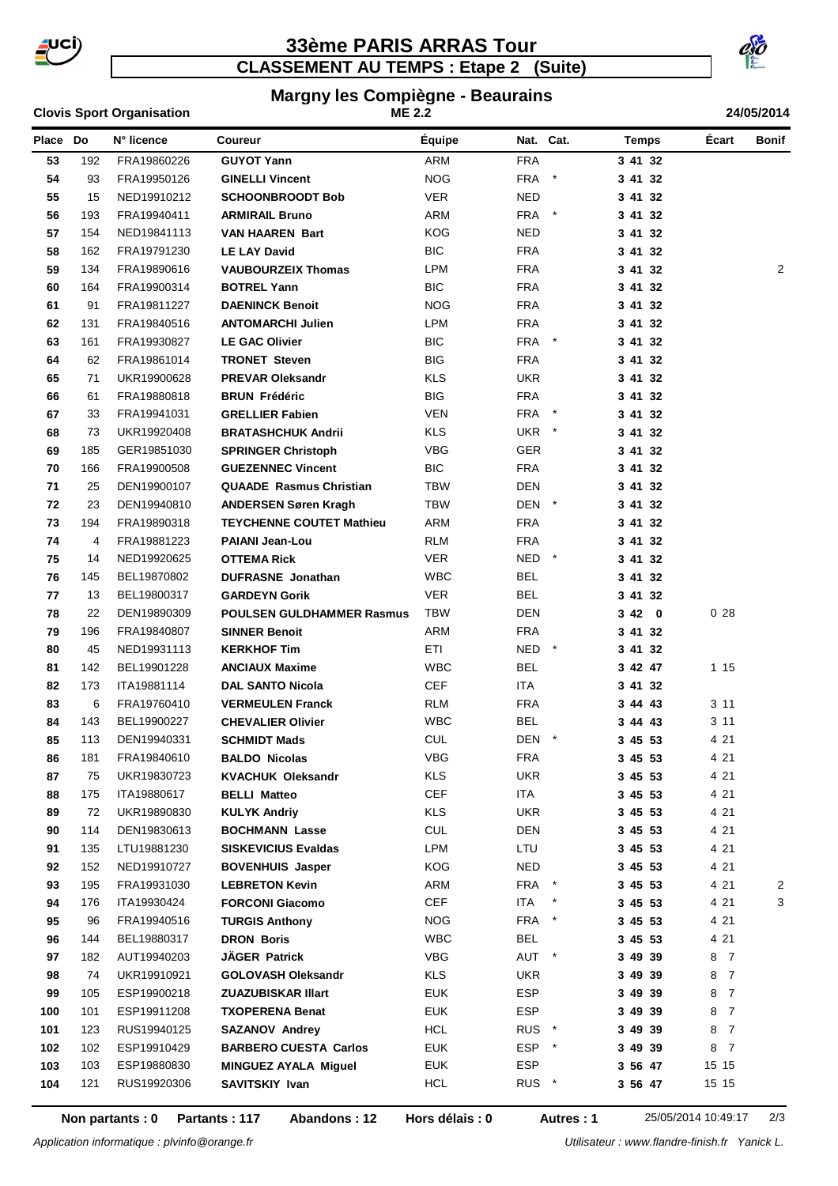# 33ème PARIS ARRAS Tour

## CLASSEMENT AU TEMPS : Etape 2 (Suite)

### Margny les Compiègne - Beaurains

**Clovis Sport Organisation** ME 2.2 **24/05/2014**

| Place | Do | N° licence | Coureur | Équipe | Nat. | Cat. | Temps | Écart | Bonif |
|---|---|---|---|---|---|---|---|---|---|
| 53 | 192 | FRA19860226 | **GUYOT Yann** | ARM | FRA | | **3 41 32** | | |
| 54 | 93 | FRA19950126 | **GINELLI Vincent** | NOG | FRA | * | **3 41 32** | | |
| 55 | 15 | NED19910212 | **SCHOONBROODT Bob** | VER | NED | | **3 41 32** | | |
| 56 | 193 | FRA19940411 | **ARMIRAIL Bruno** | ARM | FRA | * | **3 41 32** | | |
| 57 | 154 | NED19841113 | **VAN HAAREN Bart** | KOG | NED | | **3 41 32** | | |
| 58 | 162 | FRA19791230 | **LE LAY David** | BIC | FRA | | **3 41 32** | | |
| 59 | 134 | FRA19890616 | **VAUBOURZEIX Thomas** | LPM | FRA | | **3 41 32** | | 2 |
| 60 | 164 | FRA19900314 | **BOTREL Yann** | BIC | FRA | | **3 41 32** | | |
| 61 | 91 | FRA19811227 | **DAENINCK Benoit** | NOG | FRA | | **3 41 32** | | |
| 62 | 131 | FRA19840516 | **ANTOMARCHI Julien** | LPM | FRA | | **3 41 32** | | |
| 63 | 161 | FRA19930827 | **LE GAC Olivier** | BIC | FRA | * | **3 41 32** | | |
| 64 | 62 | FRA19861014 | **TRONET Steven** | BIG | FRA | | **3 41 32** | | |
| 65 | 71 | UKR19900628 | **PREVAR Oleksandr** | KLS | UKR | | **3 41 32** | | |
| 66 | 61 | FRA19880818 | **BRUN Frédéric** | BIG | FRA | | **3 41 32** | | |
| 67 | 33 | FRA19941031 | **GRELLIER Fabien** | VEN | FRA | * | **3 41 32** | | |
| 68 | 73 | UKR19920408 | **BRATASHCHUK Andrii** | KLS | UKR | * | **3 41 32** | | |
| 69 | 185 | GER19851030 | **SPRINGER Christoph** | VBG | GER | | **3 41 32** | | |
| 70 | 166 | FRA19900508 | **GUEZENNEC Vincent** | BIC | FRA | | **3 41 32** | | |
| 71 | 25 | DEN19900107 | **QUAADE Rasmus Christian** | TBW | DEN | | **3 41 32** | | |
| 72 | 23 | DEN19940810 | **ANDERSEN Søren Kragh** | TBW | DEN | * | **3 41 32** | | |
| 73 | 194 | FRA19890318 | **TEYCHENNE COUTET Mathieu** | ARM | FRA | | **3 41 32** | | |
| 74 | 4 | FRA19881223 | **PAIANI Jean-Lou** | RLM | FRA | | **3 41 32** | | |
| 75 | 14 | NED19920625 | **OTTEMA Rick** | VER | NED | * | **3 41 32** | | |
| 76 | 145 | BEL19870802 | **DUFRASNE Jonathan** | WBC | BEL | | **3 41 32** | | |
| 77 | 13 | BEL19800317 | **GARDEYN Gorik** | VER | BEL | | **3 41 32** | | |
| 78 | 22 | DEN19890309 | **POULSEN GULDHAMMER Rasmus** | TBW | DEN | | **3 42 0** | 0 28 | |
| 79 | 196 | FRA19840807 | **SINNER Benoit** | ARM | FRA | | **3 41 32** | | |
| 80 | 45 | NED19931113 | **KERKHOF Tim** | ETI | NED | * | **3 41 32** | | |
| 81 | 142 | BEL19901228 | **ANCIAUX Maxime** | WBC | BEL | | **3 42 47** | 1 15 | |
| 82 | 173 | ITA19881114 | **DAL SANTO Nicola** | CEF | ITA | | **3 41 32** | | |
| 83 | 6 | FRA19760410 | **VERMEULEN Franck** | RLM | FRA | | **3 44 43** | 3 11 | |
| 84 | 143 | BEL19900227 | **CHEVALIER Olivier** | WBC | BEL | | **3 44 43** | 3 11 | |
| 85 | 113 | DEN19940331 | **SCHMIDT Mads** | CUL | DEN | * | **3 45 53** | 4 21 | |
| 86 | 181 | FRA19840610 | **BALDO Nicolas** | VBG | FRA | | **3 45 53** | 4 21 | |
| 87 | 75 | UKR19830723 | **KVACHUK Oleksandr** | KLS | UKR | | **3 45 53** | 4 21 | |
| 88 | 175 | ITA19880617 | **BELLI Matteo** | CEF | ITA | | **3 45 53** | 4 21 | |
| 89 | 72 | UKR19890830 | **KULYK Andriy** | KLS | UKR | | **3 45 53** | 4 21 | |
| 90 | 114 | DEN19830613 | **BOCHMANN Lasse** | CUL | DEN | | **3 45 53** | 4 21 | |
| 91 | 135 | LTU19881230 | **SISKEVICIUS Evaldas** | LPM | LTU | | **3 45 53** | 4 21 | |
| 92 | 152 | NED19910727 | **BOVENHUIS Jasper** | KOG | NED | | **3 45 53** | 4 21 | |
| 93 | 195 | FRA19931030 | **LEBRETON Kevin** | ARM | FRA | * | **3 45 53** | 4 21 | 2 |
| 94 | 176 | ITA19930424 | **FORCONI Giacomo** | CEF | ITA | * | **3 45 53** | 4 21 | 3 |
| 95 | 96 | FRA19940516 | **TURGIS Anthony** | NOG | FRA | * | **3 45 53** | 4 21 | |
| 96 | 144 | BEL19880317 | **DRON Boris** | WBC | BEL | | **3 45 53** | 4 21 | |
| 97 | 182 | AUT19940203 | **JÄGER Patrick** | VBG | AUT | * | **3 49 39** | 8 7 | |
| 98 | 74 | UKR19910921 | **GOLOVASH Oleksandr** | KLS | UKR | | **3 49 39** | 8 7 | |
| 99 | 105 | ESP19900218 | **ZUAZUBISKAR Illart** | EUK | ESP | | **3 49 39** | 8 7 | |
| 100 | 101 | ESP19911208 | **TXOPERENA Benat** | EUK | ESP | | **3 49 39** | 8 7 | |
| 101 | 123 | RUS19940125 | **SAZANOV Andrey** | HCL | RUS | * | **3 49 39** | 8 7 | |
| 102 | 102 | ESP19910429 | **BARBERO CUESTA Carlos** | EUK | ESP | * | **3 49 39** | 8 7 | |
| 103 | 103 | ESP19880830 | **MINGUEZ AYALA Miguel** | EUK | ESP | | **3 56 47** | 15 15 | |
| 104 | 121 | RUS19920306 | **SAVITSKIY Ivan** | HCL | RUS | * | **3 56 47** | 15 15 | |

**Non partants : 0** **Partants : 117** **Abandons : 12** **Hors délais : 0** **Autres : 1** 25/05/2014 10:49:17

*Application informatique : plvinfo@orange.fr* *Utilisateur : www.flandre-finish.fr Yanick L.*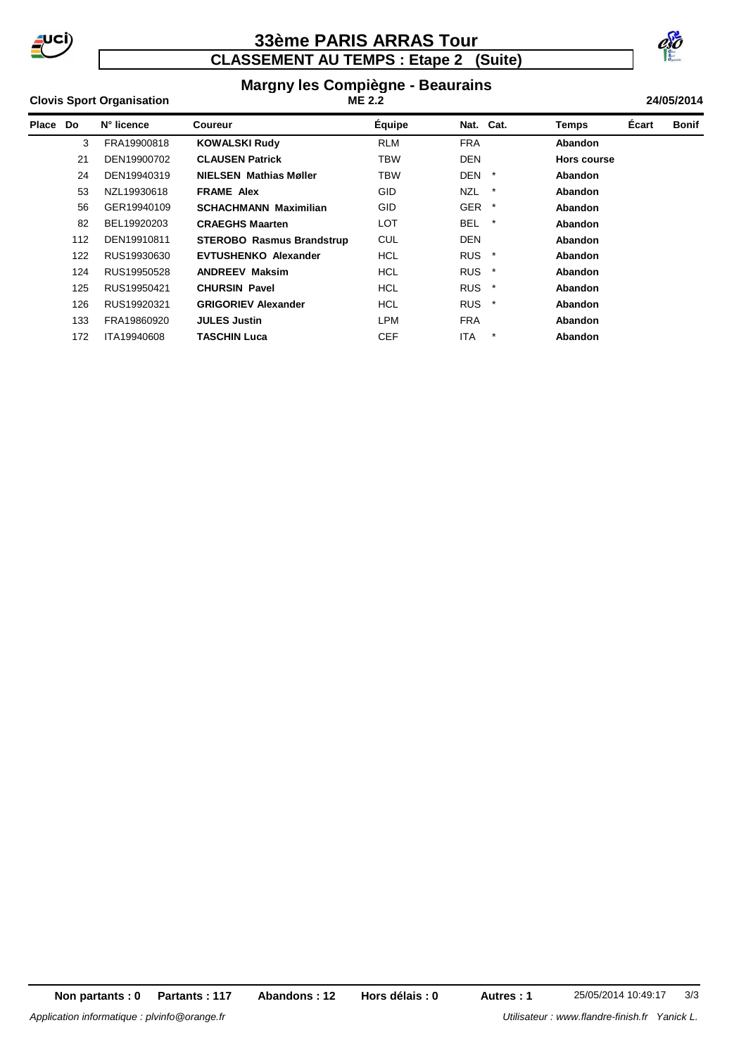# 33ème PARIS ARRAS Tour

## CLASSEMENT AU TEMPS : Etape 2 (Suite)

### Margny les Compiègne - Beaurains

**Clovis Sport Organisation** **ME 2.2** **24/05/2014**

| Place | Do | N° licence | Coureur | Équipe | Nat. | Cat. | Temps | Écart | Bonif |
|---|---|---|---|---|---|---|---|---|---|
| | 3 | FRA19900818 | **KOWALSKI Rudy** | RLM | FRA | | **Abandon** | | |
| | 21 | DEN19900702 | **CLAUSEN Patrick** | TBW | DEN | | **Hors course** | | |
| | 24 | DEN19940319 | **NIELSEN Mathias Møller** | TBW | DEN | * | **Abandon** | | |
| | 53 | NZL19930618 | **FRAME Alex** | GID | NZL | * | **Abandon** | | |
| | 56 | GER19940109 | **SCHACHMANN Maximilian** | GID | GER | * | **Abandon** | | |
| | 82 | BEL19920203 | **CRAEGHS Maarten** | LOT | BEL | * | **Abandon** | | |
| | 112 | DEN19910811 | **STEROBO Rasmus Brandstrup** | CUL | DEN | | **Abandon** | | |
| | 122 | RUS19930630 | **EVTUSHENKO Alexander** | HCL | RUS | * | **Abandon** | | |
| | 124 | RUS19950528 | **ANDREEV Maksim** | HCL | RUS | * | **Abandon** | | |
| | 125 | RUS19950421 | **CHURSIN Pavel** | HCL | RUS | * | **Abandon** | | |
| | 126 | RUS19920321 | **GRIGORIEV Alexander** | HCL | RUS | * | **Abandon** | | |
| | 133 | FRA19860920 | **JULES Justin** | LPM | FRA | | **Abandon** | | |
| | 172 | ITA19940608 | **TASCHIN Luca** | CEF | ITA | * | **Abandon** | | |

**Non partants : 0** **Partants : 117** **Abandons : 12** **Hors délais : 0** **Autres : 1** 25/05/2014 10:49:17

*Application informatique : plvinfo@orange.fr* *Utilisateur : www.flandre-finish.fr Yanick L.*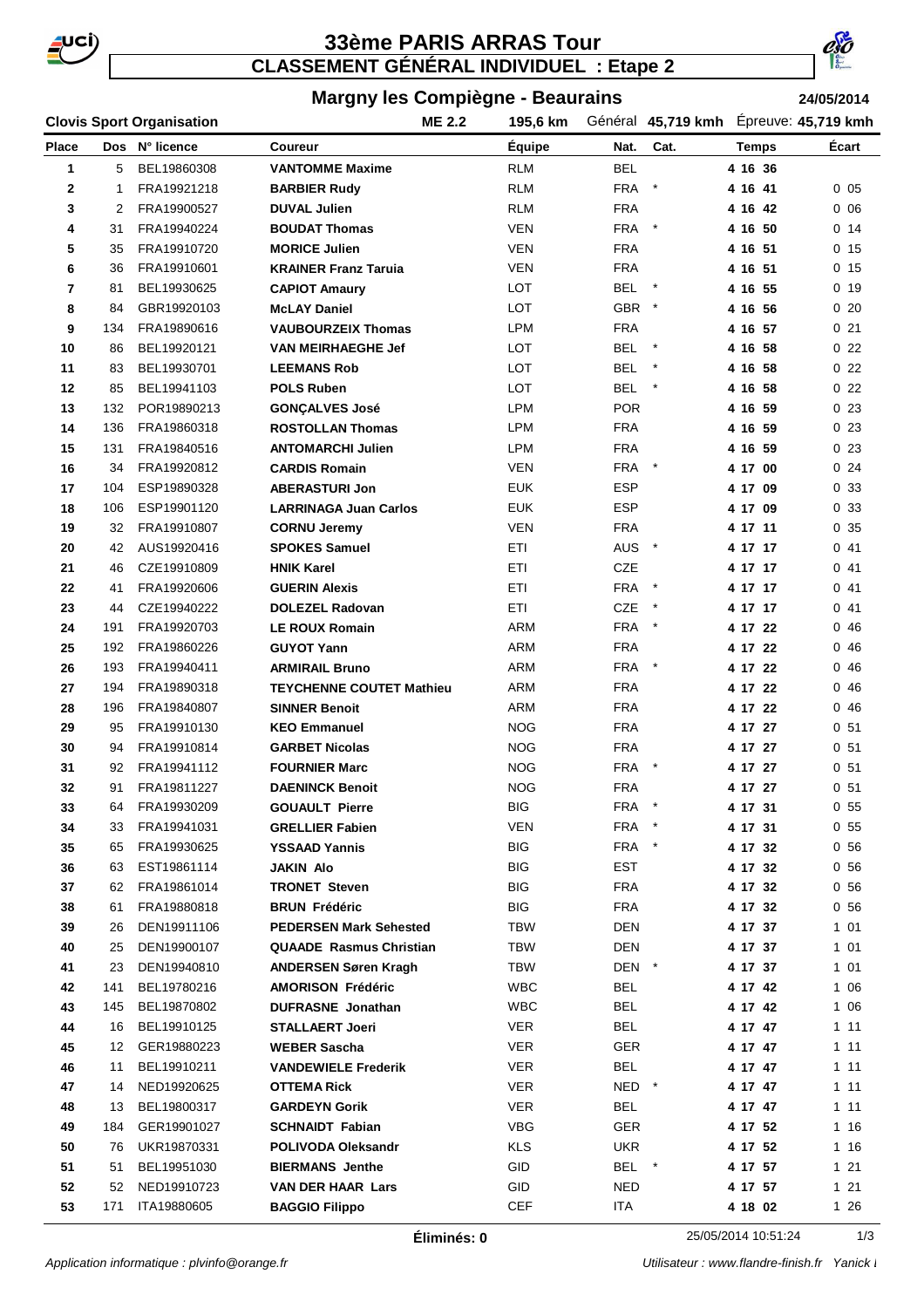# 33ème PARIS ARRAS Tour

## CLASSEMENT GÉNÉRAL INDIVIDUEL : Etape 2

### Margny les Compiègne - Beaurains

24/05/2014

**Clovis Sport Organisation** ME 2.2 195,6 km Général **45,719 kmh** Épreuve: **45,719 kmh**

| Place | Dos | N° licence | Coureur | Équipe | Nat. | Cat. | Temps | Écart |
|---|---|---|---|---|---|---|---|---|
| 1 | 5 | BEL19860308 | **VANTOMME Maxime** | RLM | BEL | | **4 16 36** | |
| 2 | 1 | FRA19921218 | **BARBIER Rudy** | RLM | FRA | * | **4 16 41** | 0 05 |
| 3 | 2 | FRA19900527 | **DUVAL Julien** | RLM | FRA | | **4 16 42** | 0 06 |
| 4 | 31 | FRA19940224 | **BOUDAT Thomas** | VEN | FRA | * | **4 16 50** | 0 14 |
| 5 | 35 | FRA19910720 | **MORICE Julien** | VEN | FRA | | **4 16 51** | 0 15 |
| 6 | 36 | FRA19910601 | **KRAINER Franz Taruia** | VEN | FRA | | **4 16 51** | 0 15 |
| 7 | 81 | BEL19930625 | **CAPIOT Amaury** | LOT | BEL | * | **4 16 55** | 0 19 |
| 8 | 84 | GBR19920103 | **McLAY Daniel** | LOT | GBR | * | **4 16 56** | 0 20 |
| 9 | 134 | FRA19890616 | **VAUBOURZEIX Thomas** | LPM | FRA | | **4 16 57** | 0 21 |
| 10 | 86 | BEL19920121 | **VAN MEIRHAEGHE Jef** | LOT | BEL | * | **4 16 58** | 0 22 |
| 11 | 83 | BEL19930701 | **LEEMANS Rob** | LOT | BEL | * | **4 16 58** | 0 22 |
| 12 | 85 | BEL19941103 | **POLS Ruben** | LOT | BEL | * | **4 16 58** | 0 22 |
| 13 | 132 | POR19890213 | **GONÇALVES José** | LPM | POR | | **4 16 59** | 0 23 |
| 14 | 136 | FRA19860318 | **ROSTOLLAN Thomas** | LPM | FRA | | **4 16 59** | 0 23 |
| 15 | 131 | FRA19840516 | **ANTOMARCHI Julien** | LPM | FRA | | **4 16 59** | 0 23 |
| 16 | 34 | FRA19920812 | **CARDIS Romain** | VEN | FRA | * | **4 17 00** | 0 24 |
| 17 | 104 | ESP19890328 | **ABERASTURI Jon** | EUK | ESP | | **4 17 09** | 0 33 |
| 18 | 106 | ESP19901120 | **LARRINAGA Juan Carlos** | EUK | ESP | | **4 17 09** | 0 33 |
| 19 | 32 | FRA19910807 | **CORNU Jeremy** | VEN | FRA | | **4 17 11** | 0 35 |
| 20 | 42 | AUS19920416 | **SPOKES Samuel** | ETI | AUS | * | **4 17 17** | 0 41 |
| 21 | 46 | CZE19910809 | **HNIK Karel** | ETI | CZE | | **4 17 17** | 0 41 |
| 22 | 41 | FRA19920606 | **GUERIN Alexis** | ETI | FRA | * | **4 17 17** | 0 41 |
| 23 | 44 | CZE19940222 | **DOLEZEL Radovan** | ETI | CZE | * | **4 17 17** | 0 41 |
| 24 | 191 | FRA19920703 | **LE ROUX Romain** | ARM | FRA | * | **4 17 22** | 0 46 |
| 25 | 192 | FRA19860226 | **GUYOT Yann** | ARM | FRA | | **4 17 22** | 0 46 |
| 26 | 193 | FRA19940411 | **ARMIRAIL Bruno** | ARM | FRA | * | **4 17 22** | 0 46 |
| 27 | 194 | FRA19890318 | **TEYCHENNE COUTET Mathieu** | ARM | FRA | | **4 17 22** | 0 46 |
| 28 | 196 | FRA19840807 | **SINNER Benoit** | ARM | FRA | | **4 17 22** | 0 46 |
| 29 | 95 | FRA19910130 | **KEO Emmanuel** | NOG | FRA | | **4 17 27** | 0 51 |
| 30 | 94 | FRA19910814 | **GARBET Nicolas** | NOG | FRA | | **4 17 27** | 0 51 |
| 31 | 92 | FRA19941112 | **FOURNIER Marc** | NOG | FRA | * | **4 17 27** | 0 51 |
| 32 | 91 | FRA19811227 | **DAENINCK Benoit** | NOG | FRA | | **4 17 27** | 0 51 |
| 33 | 64 | FRA19930209 | **GOUAULT Pierre** | BIG | FRA | * | **4 17 31** | 0 55 |
| 34 | 33 | FRA19941031 | **GRELLIER Fabien** | VEN | FRA | * | **4 17 31** | 0 55 |
| 35 | 65 | FRA19930625 | **YSSAAD Yannis** | BIG | FRA | * | **4 17 32** | 0 56 |
| 36 | 63 | EST19861114 | **JAKIN Alo** | BIG | EST | | **4 17 32** | 0 56 |
| 37 | 62 | FRA19861014 | **TRONET Steven** | BIG | FRA | | **4 17 32** | 0 56 |
| 38 | 61 | FRA19880818 | **BRUN Frédéric** | BIG | FRA | | **4 17 32** | 0 56 |
| 39 | 26 | DEN19911106 | **PEDERSEN Mark Sehested** | TBW | DEN | | **4 17 37** | 1 01 |
| 40 | 25 | DEN19900107 | **QUAADE Rasmus Christian** | TBW | DEN | | **4 17 37** | 1 01 |
| 41 | 23 | DEN19940810 | **ANDERSEN Søren Kragh** | TBW | DEN | * | **4 17 37** | 1 01 |
| 42 | 141 | BEL19780216 | **AMORISON Frédéric** | WBC | BEL | | **4 17 42** | 1 06 |
| 43 | 145 | BEL19870802 | **DUFRASNE Jonathan** | WBC | BEL | | **4 17 42** | 1 06 |
| 44 | 16 | BEL19910125 | **STALLAERT Joeri** | VER | BEL | | **4 17 47** | 1 11 |
| 45 | 12 | GER19880223 | **WEBER Sascha** | VER | GER | | **4 17 47** | 1 11 |
| 46 | 11 | BEL19910211 | **VANDEWIELE Frederik** | VER | BEL | | **4 17 47** | 1 11 |
| 47 | 14 | NED19920625 | **OTTEMA Rick** | VER | NED | * | **4 17 47** | 1 11 |
| 48 | 13 | BEL19800317 | **GARDEYN Gorik** | VER | BEL | | **4 17 47** | 1 11 |
| 49 | 184 | GER19901027 | **SCHNAIDT Fabian** | VBG | GER | | **4 17 52** | 1 16 |
| 50 | 76 | UKR19870331 | **POLIVODA Oleksandr** | KLS | UKR | | **4 17 52** | 1 16 |
| 51 | 51 | BEL19951030 | **BIERMANS Jenthe** | GID | BEL | * | **4 17 57** | 1 21 |
| 52 | 52 | NED19910723 | **VAN DER HAAR Lars** | GID | NED | | **4 17 57** | 1 21 |
| 53 | 171 | ITA19880605 | **BAGGIO Filippo** | CEF | ITA | | **4 18 02** | 1 26 |

**Éliminés: 0** 25/05/2014 10:51:24

*Application informatique : plvinfo@orange.fr* *Utilisateur : www.flandre-finish.fr Yanick l*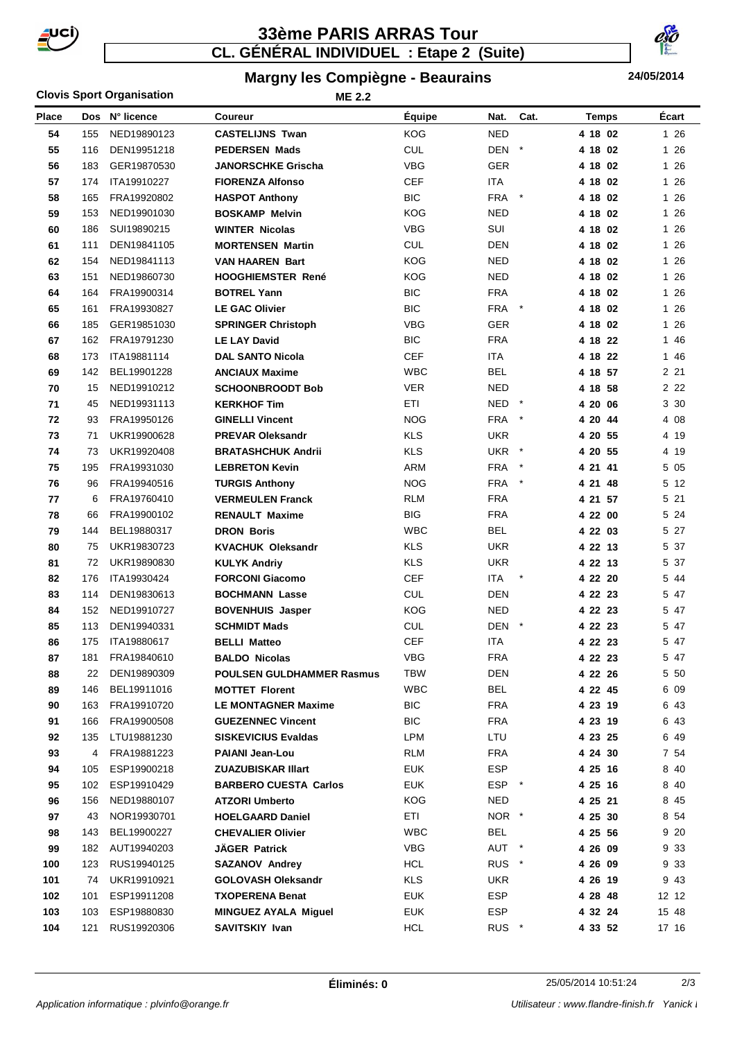# 33ème PARIS ARRAS Tour

## CL. GÉNÉRAL INDIVIDUEL : Etape 2 (Suite)

### Margny les Compiègne - Beaurains

**Clovis Sport Organisation** ME 2.2 **24/05/2014**

| Place | Dos | N° licence | Coureur | Équipe | Nat. | Cat. | Temps | Écart |
|---|---|---|---|---|---|---|---|---|
| 54 | 155 | NED19890123 | **CASTELIJNS Twan** | KOG | NED | | **4 18 02** | 1 26 |
| 55 | 116 | DEN19951218 | **PEDERSEN Mads** | CUL | DEN | * | **4 18 02** | 1 26 |
| 56 | 183 | GER19870530 | **JANORSCHKE Grischa** | VBG | GER | | **4 18 02** | 1 26 |
| 57 | 174 | ITA19910227 | **FIORENZA Alfonso** | CEF | ITA | | **4 18 02** | 1 26 |
| 58 | 165 | FRA19920802 | **HASPOT Anthony** | BIC | FRA | * | **4 18 02** | 1 26 |
| 59 | 153 | NED19901030 | **BOSKAMP Melvin** | KOG | NED | | **4 18 02** | 1 26 |
| 60 | 186 | SUI19890215 | **WINTER Nicolas** | VBG | SUI | | **4 18 02** | 1 26 |
| 61 | 111 | DEN19841105 | **MORTENSEN Martin** | CUL | DEN | | **4 18 02** | 1 26 |
| 62 | 154 | NED19841113 | **VAN HAAREN Bart** | KOG | NED | | **4 18 02** | 1 26 |
| 63 | 151 | NED19860730 | **HOOGHIEMSTER René** | KOG | NED | | **4 18 02** | 1 26 |
| 64 | 164 | FRA19900314 | **BOTREL Yann** | BIC | FRA | | **4 18 02** | 1 26 |
| 65 | 161 | FRA19930827 | **LE GAC Olivier** | BIC | FRA | * | **4 18 02** | 1 26 |
| 66 | 185 | GER19851030 | **SPRINGER Christoph** | VBG | GER | | **4 18 02** | 1 26 |
| 67 | 162 | FRA19791230 | **LE LAY David** | BIC | FRA | | **4 18 22** | 1 46 |
| 68 | 173 | ITA19881114 | **DAL SANTO Nicola** | CEF | ITA | | **4 18 22** | 1 46 |
| 69 | 142 | BEL19901228 | **ANCIAUX Maxime** | WBC | BEL | | **4 18 57** | 2 21 |
| 70 | 15 | NED19910212 | **SCHOONBROODT Bob** | VER | NED | | **4 18 58** | 2 22 |
| 71 | 45 | NED19931113 | **KERKHOF Tim** | ETI | NED | * | **4 20 06** | 3 30 |
| 72 | 93 | FRA19950126 | **GINELLI Vincent** | NOG | FRA | * | **4 20 44** | 4 08 |
| 73 | 71 | UKR19900628 | **PREVAR Oleksandr** | KLS | UKR | | **4 20 55** | 4 19 |
| 74 | 73 | UKR19920408 | **BRATASHCHUK Andrii** | KLS | UKR | * | **4 20 55** | 4 19 |
| 75 | 195 | FRA19931030 | **LEBRETON Kevin** | ARM | FRA | * | **4 21 41** | 5 05 |
| 76 | 96 | FRA19940516 | **TURGIS Anthony** | NOG | FRA | * | **4 21 48** | 5 12 |
| 77 | 6 | FRA19760410 | **VERMEULEN Franck** | RLM | FRA | | **4 21 57** | 5 21 |
| 78 | 66 | FRA19900102 | **RENAULT Maxime** | BIG | FRA | | **4 22 00** | 5 24 |
| 79 | 144 | BEL19880317 | **DRON Boris** | WBC | BEL | | **4 22 03** | 5 27 |
| 80 | 75 | UKR19830723 | **KVACHUK Oleksandr** | KLS | UKR | | **4 22 13** | 5 37 |
| 81 | 72 | UKR19890830 | **KULYK Andriy** | KLS | UKR | | **4 22 13** | 5 37 |
| 82 | 176 | ITA19930424 | **FORCONI Giacomo** | CEF | ITA | * | **4 22 20** | 5 44 |
| 83 | 114 | DEN19830613 | **BOCHMANN Lasse** | CUL | DEN | | **4 22 23** | 5 47 |
| 84 | 152 | NED19910727 | **BOVENHUIS Jasper** | KOG | NED | | **4 22 23** | 5 47 |
| 85 | 113 | DEN19940331 | **SCHMIDT Mads** | CUL | DEN | * | **4 22 23** | 5 47 |
| 86 | 175 | ITA19880617 | **BELLI Matteo** | CEF | ITA | | **4 22 23** | 5 47 |
| 87 | 181 | FRA19840610 | **BALDO Nicolas** | VBG | FRA | | **4 22 23** | 5 47 |
| 88 | 22 | DEN19890309 | **POULSEN GULDHAMMER Rasmus** | TBW | DEN | | **4 22 26** | 5 50 |
| 89 | 146 | BEL19911016 | **MOTTET Florent** | WBC | BEL | | **4 22 45** | 6 09 |
| 90 | 163 | FRA19910720 | **LE MONTAGNER Maxime** | BIC | FRA | | **4 23 19** | 6 43 |
| 91 | 166 | FRA19900508 | **GUEZENNEC Vincent** | BIC | FRA | | **4 23 19** | 6 43 |
| 92 | 135 | LTU19881230 | **SISKEVICIUS Evaldas** | LPM | LTU | | **4 23 25** | 6 49 |
| 93 | 4 | FRA19881223 | **PAIANI Jean-Lou** | RLM | FRA | | **4 24 30** | 7 54 |
| 94 | 105 | ESP19900218 | **ZUAZUBISKAR Illart** | EUK | ESP | | **4 25 16** | 8 40 |
| 95 | 102 | ESP19910429 | **BARBERO CUESTA Carlos** | EUK | ESP | * | **4 25 16** | 8 40 |
| 96 | 156 | NED19880107 | **ATZORI Umberto** | KOG | NED | | **4 25 21** | 8 45 |
| 97 | 43 | NOR19930701 | **HOELGAARD Daniel** | ETI | NOR | * | **4 25 30** | 8 54 |
| 98 | 143 | BEL19900227 | **CHEVALIER Olivier** | WBC | BEL | | **4 25 56** | 9 20 |
| 99 | 182 | AUT19940203 | **JÄGER Patrick** | VBG | AUT | * | **4 26 09** | 9 33 |
| 100 | 123 | RUS19940125 | **SAZANOV Andrey** | HCL | RUS | * | **4 26 09** | 9 33 |
| 101 | 74 | UKR19910921 | **GOLOVASH Oleksandr** | KLS | UKR | | **4 26 19** | 9 43 |
| 102 | 101 | ESP19911208 | **TXOPERENA Benat** | EUK | ESP | | **4 28 48** | 12 12 |
| 103 | 103 | ESP19880830 | **MINGUEZ AYALA Miguel** | EUK | ESP | | **4 32 24** | 15 48 |
| 104 | 121 | RUS19920306 | **SAVITSKIY Ivan** | HCL | RUS | * | **4 33 52** | 17 16 |

**Éliminés: 0**

25/05/2014 10:51:24

*Application informatique : plvinfo@orange.fr*

*Utilisateur : www.flandre-finish.fr Yanick l*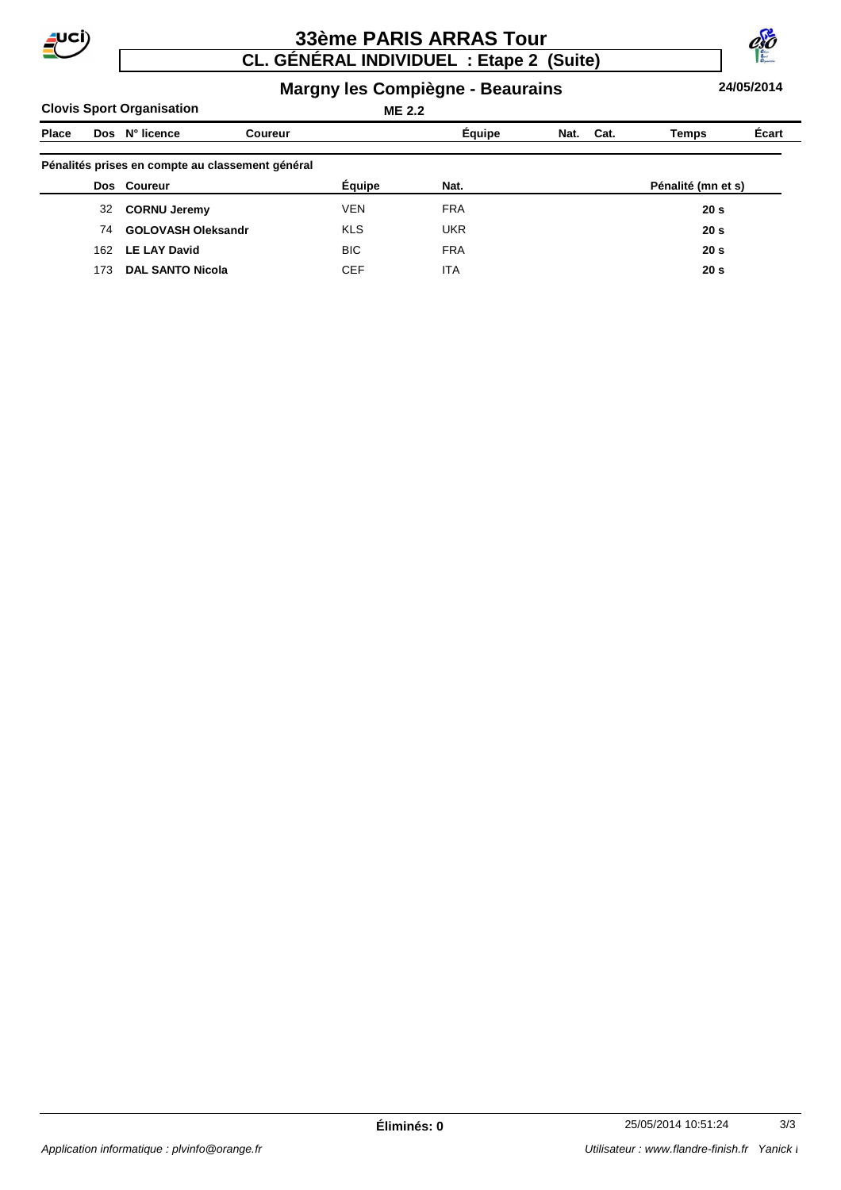# 33ème PARIS ARRAS Tour

## CL. GÉNÉRAL INDIVIDUEL : Etape 2 (Suite)

### Margny les Compiègne - Beaurains

24/05/2014

**Clovis Sport Organisation** — ME 2.2

| Place | Dos | N° licence | Coureur | Équipe | Nat. | Cat. | Temps | Écart |
|---|---|---|---|---|---|---|---|---|

**Pénalités prises en compte au classement général**

| Dos | Coureur | Équipe | Nat. | Pénalité (mn et s) |
|---|---|---|---|---|
| 32 | **CORNU Jeremy** | VEN | FRA | **20 s** |
| 74 | **GOLOVASH Oleksandr** | KLS | UKR | **20 s** |
| 162 | **LE LAY David** | BIC | FRA | **20 s** |
| 173 | **DAL SANTO Nicola** | CEF | ITA | **20 s** |

**Éliminés: 0**

25/05/2014 10:51:24

*Application informatique : plvinfo@orange.fr*

*Utilisateur : www.flandre-finish.fr Yanick I*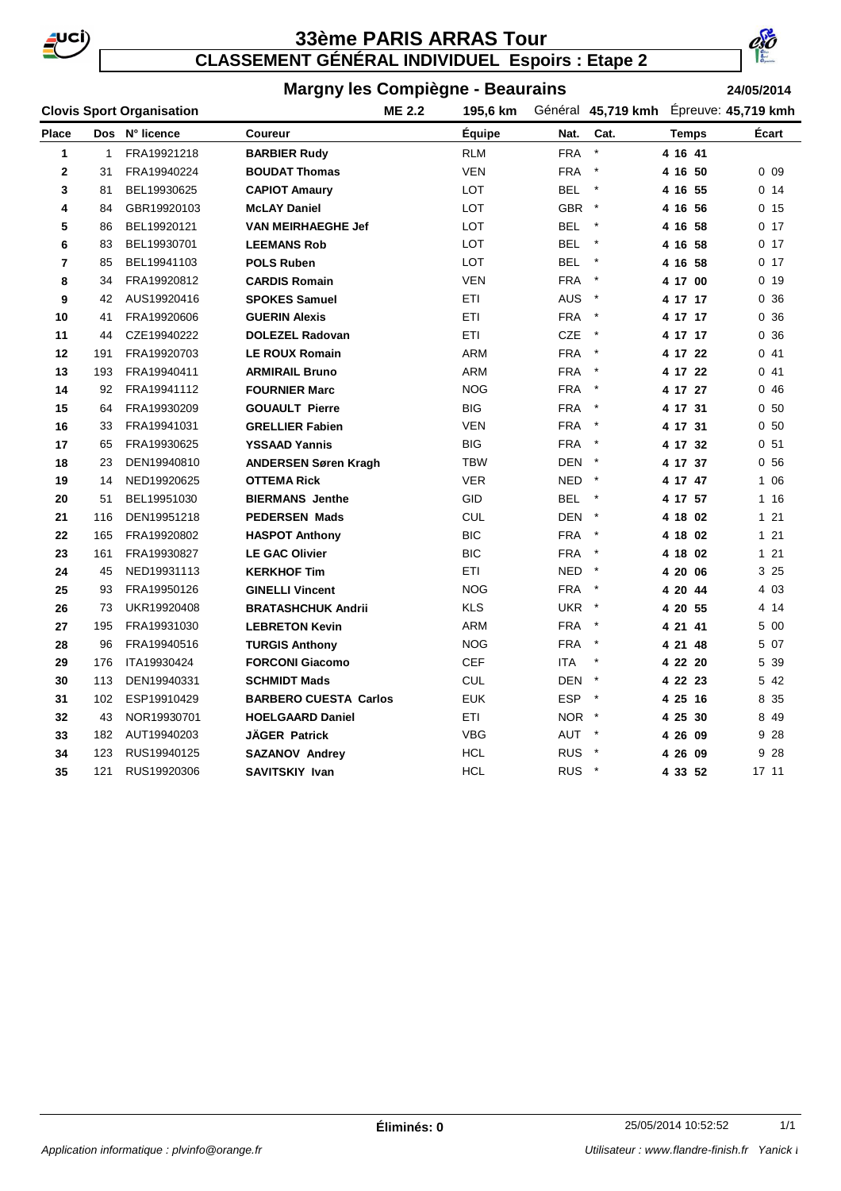# 33ème PARIS ARRAS Tour

## CLASSEMENT GÉNÉRAL INDIVIDUEL Espoirs : Etape 2

### Margny les Compiègne - Beaurains

24/05/2014

**Clovis Sport Organisation** ME 2.2 195,6 km Général **45,719 kmh** Épreuve: **45,719 kmh**

| Place | Dos | N° licence | Coureur | Équipe | Nat. | Cat. | Temps | Écart |
|---|---|---|---|---|---|---|---|---|
| 1 | 1 | FRA19921218 | **BARBIER Rudy** | RLM | FRA | * | 4 16 41 | |
| 2 | 31 | FRA19940224 | **BOUDAT Thomas** | VEN | FRA | * | 4 16 50 | 0 09 |
| 3 | 81 | BEL19930625 | **CAPIOT Amaury** | LOT | BEL | * | 4 16 55 | 0 14 |
| 4 | 84 | GBR19920103 | **McLAY Daniel** | LOT | GBR | * | 4 16 56 | 0 15 |
| 5 | 86 | BEL19920121 | **VAN MEIRHAEGHE Jef** | LOT | BEL | * | 4 16 58 | 0 17 |
| 6 | 83 | BEL19930701 | **LEEMANS Rob** | LOT | BEL | * | 4 16 58 | 0 17 |
| 7 | 85 | BEL19941103 | **POLS Ruben** | LOT | BEL | * | 4 16 58 | 0 17 |
| 8 | 34 | FRA19920812 | **CARDIS Romain** | VEN | FRA | * | 4 17 00 | 0 19 |
| 9 | 42 | AUS19920416 | **SPOKES Samuel** | ETI | AUS | * | 4 17 17 | 0 36 |
| 10 | 41 | FRA19920606 | **GUERIN Alexis** | ETI | FRA | * | 4 17 17 | 0 36 |
| 11 | 44 | CZE19940222 | **DOLEZEL Radovan** | ETI | CZE | * | 4 17 17 | 0 36 |
| 12 | 191 | FRA19920703 | **LE ROUX Romain** | ARM | FRA | * | 4 17 22 | 0 41 |
| 13 | 193 | FRA19940411 | **ARMIRAIL Bruno** | ARM | FRA | * | 4 17 22 | 0 41 |
| 14 | 92 | FRA19941112 | **FOURNIER Marc** | NOG | FRA | * | 4 17 27 | 0 46 |
| 15 | 64 | FRA19930209 | **GOUAULT Pierre** | BIG | FRA | * | 4 17 31 | 0 50 |
| 16 | 33 | FRA19941031 | **GRELLIER Fabien** | VEN | FRA | * | 4 17 31 | 0 50 |
| 17 | 65 | FRA19930625 | **YSSAAD Yannis** | BIG | FRA | * | 4 17 32 | 0 51 |
| 18 | 23 | DEN19940810 | **ANDERSEN Søren Kragh** | TBW | DEN | * | 4 17 37 | 0 56 |
| 19 | 14 | NED19920625 | **OTTEMA Rick** | VER | NED | * | 4 17 47 | 1 06 |
| 20 | 51 | BEL19951030 | **BIERMANS Jenthe** | GID | BEL | * | 4 17 57 | 1 16 |
| 21 | 116 | DEN19951218 | **PEDERSEN Mads** | CUL | DEN | * | 4 18 02 | 1 21 |
| 22 | 165 | FRA19920802 | **HASPOT Anthony** | BIC | FRA | * | 4 18 02 | 1 21 |
| 23 | 161 | FRA19930827 | **LE GAC Olivier** | BIC | FRA | * | 4 18 02 | 1 21 |
| 24 | 45 | NED19931113 | **KERKHOF Tim** | ETI | NED | * | 4 20 06 | 3 25 |
| 25 | 93 | FRA19950126 | **GINELLI Vincent** | NOG | FRA | * | 4 20 44 | 4 03 |
| 26 | 73 | UKR19920408 | **BRATASHCHUK Andrii** | KLS | UKR | * | 4 20 55 | 4 14 |
| 27 | 195 | FRA19931030 | **LEBRETON Kevin** | ARM | FRA | * | 4 21 41 | 5 00 |
| 28 | 96 | FRA19940516 | **TURGIS Anthony** | NOG | FRA | * | 4 21 48 | 5 07 |
| 29 | 176 | ITA19930424 | **FORCONI Giacomo** | CEF | ITA | * | 4 22 20 | 5 39 |
| 30 | 113 | DEN19940331 | **SCHMIDT Mads** | CUL | DEN | * | 4 22 23 | 5 42 |
| 31 | 102 | ESP19910429 | **BARBERO CUESTA Carlos** | EUK | ESP | * | 4 25 16 | 8 35 |
| 32 | 43 | NOR19930701 | **HOELGAARD Daniel** | ETI | NOR | * | 4 25 30 | 8 49 |
| 33 | 182 | AUT19940203 | **JÄGER Patrick** | VBG | AUT | * | 4 26 09 | 9 28 |
| 34 | 123 | RUS19940125 | **SAZANOV Andrey** | HCL | RUS | * | 4 26 09 | 9 28 |
| 35 | 121 | RUS19920306 | **SAVITSKIY Ivan** | HCL | RUS | * | 4 33 52 | 17 11 |

**Éliminés: 0** 25/05/2014 10:52:52

*Application informatique : plvinfo@orange.fr* *Utilisateur : www.flandre-finish.fr Yanick l*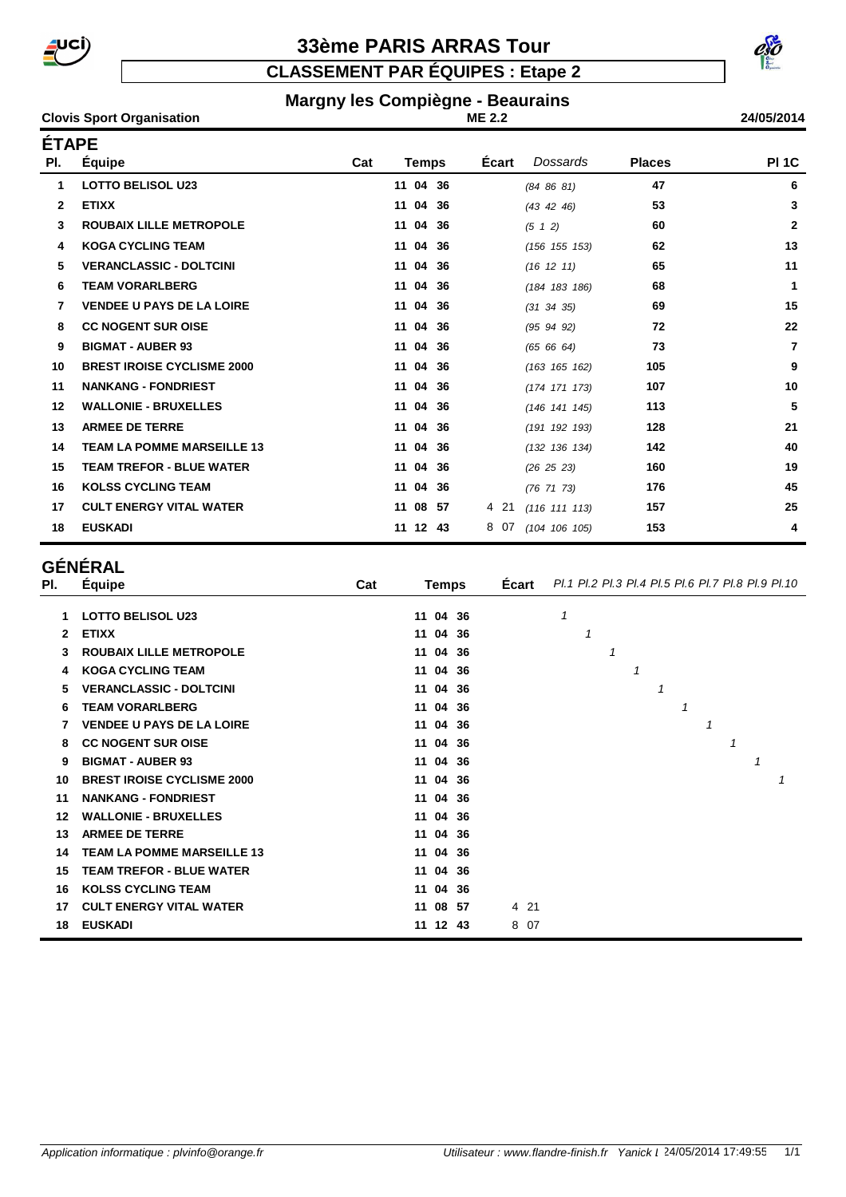# 33ème PARIS ARRAS Tour

## CLASSEMENT PAR ÉQUIPES : Etape 2

### Margny les Compiègne - Beaurains

**Clovis Sport Organisation** ME 2.2 **24/05/2014**

## ÉTAPE

| Pl. | Équipe | Cat | Temps | Écart | Dossards | Places | Pl 1C |
|---|---|---|---|---|---|---|---|
| 1 | LOTTO BELISOL U23 | | 11 04 36 | | (84 86 81) | 47 | 6 |
| 2 | ETIXX | | 11 04 36 | | (43 42 46) | 53 | 3 |
| 3 | ROUBAIX LILLE METROPOLE | | 11 04 36 | | (5 1 2) | 60 | 2 |
| 4 | KOGA CYCLING TEAM | | 11 04 36 | | (156 155 153) | 62 | 13 |
| 5 | VERANCLASSIC - DOLTCINI | | 11 04 36 | | (16 12 11) | 65 | 11 |
| 6 | TEAM VORARLBERG | | 11 04 36 | | (184 183 186) | 68 | 1 |
| 7 | VENDEE U PAYS DE LA LOIRE | | 11 04 36 | | (31 34 35) | 69 | 15 |
| 8 | CC NOGENT SUR OISE | | 11 04 36 | | (95 94 92) | 72 | 22 |
| 9 | BIGMAT - AUBER 93 | | 11 04 36 | | (65 66 64) | 73 | 7 |
| 10 | BREST IROISE CYCLISME 2000 | | 11 04 36 | | (163 165 162) | 105 | 9 |
| 11 | NANKANG - FONDRIEST | | 11 04 36 | | (174 171 173) | 107 | 10 |
| 12 | WALLONIE - BRUXELLES | | 11 04 36 | | (146 141 145) | 113 | 5 |
| 13 | ARMEE DE TERRE | | 11 04 36 | | (191 192 193) | 128 | 21 |
| 14 | TEAM LA POMME MARSEILLE 13 | | 11 04 36 | | (132 136 134) | 142 | 40 |
| 15 | TEAM TREFOR - BLUE WATER | | 11 04 36 | | (26 25 23) | 160 | 19 |
| 16 | KOLSS CYCLING TEAM | | 11 04 36 | | (76 71 73) | 176 | 45 |
| 17 | CULT ENERGY VITAL WATER | | 11 08 57 | 4 21 | (116 111 113) | 157 | 25 |
| 18 | EUSKADI | | 11 12 43 | 8 07 | (104 106 105) | 153 | 4 |

## GÉNÉRAL

| Pl. | Équipe | Cat | Temps | Écart | Pl.1 | Pl.2 | Pl.3 | Pl.4 | Pl.5 | Pl.6 | Pl.7 | Pl.8 | Pl.9 | Pl.10 |
|---|---|---|---|---|---|---|---|---|---|---|---|---|---|---|
| 1 | LOTTO BELISOL U23 | | 11 04 36 | | 1 | | | | | | | | | |
| 2 | ETIXX | | 11 04 36 | | | 1 | | | | | | | | |
| 3 | ROUBAIX LILLE METROPOLE | | 11 04 36 | | | | 1 | | | | | | | |
| 4 | KOGA CYCLING TEAM | | 11 04 36 | | | | | 1 | | | | | | |
| 5 | VERANCLASSIC - DOLTCINI | | 11 04 36 | | | | | | 1 | | | | | |
| 6 | TEAM VORARLBERG | | 11 04 36 | | | | | | | 1 | | | | |
| 7 | VENDEE U PAYS DE LA LOIRE | | 11 04 36 | | | | | | | | 1 | | | |
| 8 | CC NOGENT SUR OISE | | 11 04 36 | | | | | | | | | 1 | | |
| 9 | BIGMAT - AUBER 93 | | 11 04 36 | | | | | | | | | | 1 | |
| 10 | BREST IROISE CYCLISME 2000 | | 11 04 36 | | | | | | | | | | | 1 |
| 11 | NANKANG - FONDRIEST | | 11 04 36 | | | | | | | | | | | |
| 12 | WALLONIE - BRUXELLES | | 11 04 36 | | | | | | | | | | | |
| 13 | ARMEE DE TERRE | | 11 04 36 | | | | | | | | | | | |
| 14 | TEAM LA POMME MARSEILLE 13 | | 11 04 36 | | | | | | | | | | | |
| 15 | TEAM TREFOR - BLUE WATER | | 11 04 36 | | | | | | | | | | | |
| 16 | KOLSS CYCLING TEAM | | 11 04 36 | | | | | | | | | | | |
| 17 | CULT ENERGY VITAL WATER | | 11 08 57 | 4 21 | | | | | | | | | | |
| 18 | EUSKADI | | 11 12 43 | 8 07 | | | | | | | | | | |

*Application informatique : plvinfo@orange.fr* *Utilisateur : www.flandre-finish.fr Yanick L 24/05/2014 17:49:55*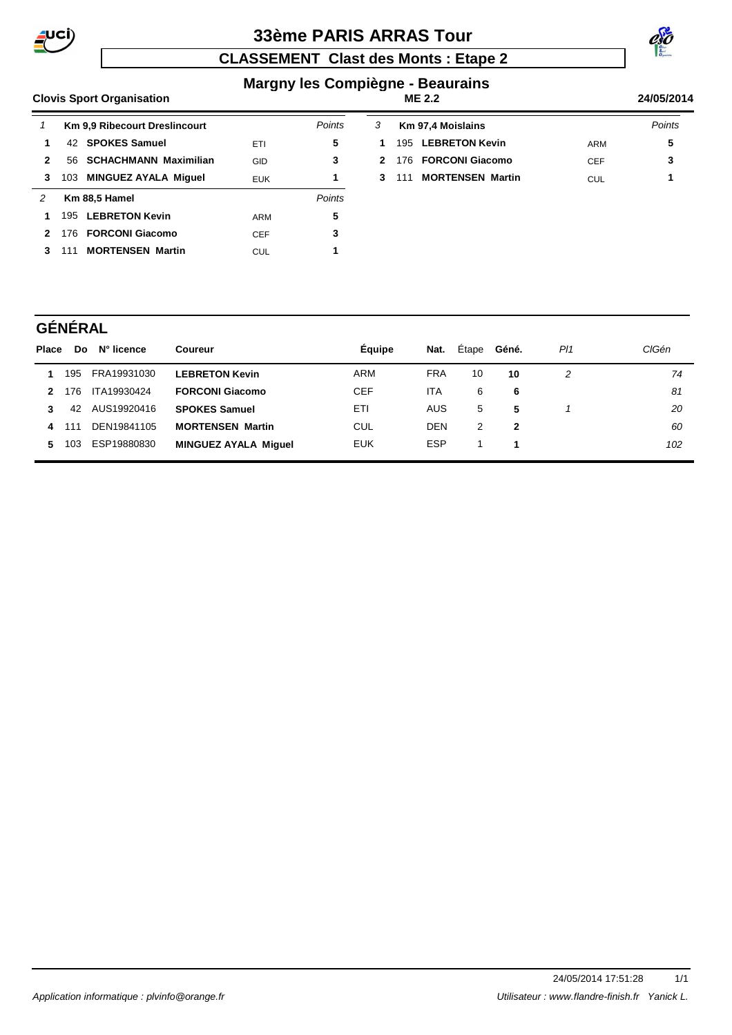# 33ème PARIS ARRAS Tour

## CLASSEMENT Clast des Monts : Etape 2

### Margny les Compiègne - Beaurains

**Clovis Sport Organisation** | **ME 2.2** | **24/05/2014**

| 1 | Km 9,9 Ribecourt Dreslincourt | | *Points* |
|---|---|---|---|
| **1** | 42 **SPOKES Samuel** | ETI | **5** |
| **2** | 56 **SCHACHMANN Maximilian** | GID | **3** |
| **3** | 103 **MINGUEZ AYALA Miguel** | EUK | **1** |

| 2 | Km 88,5 Hamel | | *Points* |
|---|---|---|---|
| **1** | 195 **LEBRETON Kevin** | ARM | **5** |
| **2** | 176 **FORCONI Giacomo** | CEF | **3** |
| **3** | 111 **MORTENSEN Martin** | CUL | **1** |

| 3 | Km 97,4 Moislains | | *Points* |
|---|---|---|---|
| **1** | 195 **LEBRETON Kevin** | ARM | **5** |
| **2** | 176 **FORCONI Giacomo** | CEF | **3** |
| **3** | 111 **MORTENSEN Martin** | CUL | **1** |

## GÉNÉRAL

| Place | Do | N° licence | Coureur | Équipe | Nat. | Étape | Géné. | *Pl1* | *ClGén* |
|---|---|---|---|---|---|---|---|---|---|
| **1** | 195 | FRA19931030 | **LEBRETON Kevin** | ARM | FRA | 10 | **10** | *2* | *74* |
| **2** | 176 | ITA19930424 | **FORCONI Giacomo** | CEF | ITA | 6 | **6** | | *81* |
| **3** | 42 | AUS19920416 | **SPOKES Samuel** | ETI | AUS | 5 | **5** | *1* | *20* |
| **4** | 111 | DEN19841105 | **MORTENSEN Martin** | CUL | DEN | 2 | **2** | | *60* |
| **5** | 103 | ESP19880830 | **MINGUEZ AYALA Miguel** | EUK | ESP | 1 | **1** | | *102* |

24/05/2014 17:51:28

*Application informatique : plvinfo@orange.fr* | *Utilisateur : www.flandre-finish.fr Yanick L.*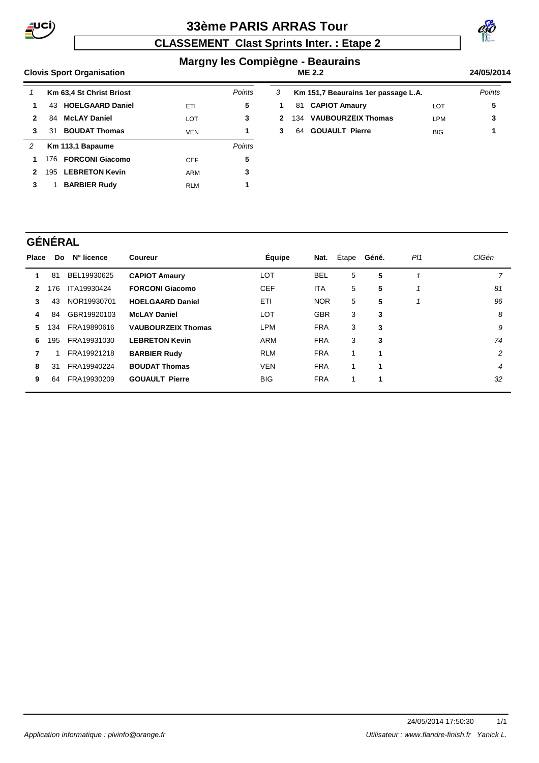# 33ème PARIS ARRAS Tour

## CLASSEMENT Clast Sprints Inter. : Etape 2

### Margny les Compiègne - Beaurains

**Clovis Sport Organisation** — **ME 2.2** — **24/05/2014**

| 1 | | Km 63,4 St Christ Briost | | *Points* |
|---|---|---|---|---|
| **1** | 43 | **HOELGAARD Daniel** | ETI | **5** |
| **2** | 84 | **McLAY Daniel** | LOT | **3** |
| **3** | 31 | **BOUDAT Thomas** | VEN | **1** |

| 2 | | Km 113,1 Bapaume | | *Points* |
|---|---|---|---|---|
| **1** | 176 | **FORCONI Giacomo** | CEF | **5** |
| **2** | 195 | **LEBRETON Kevin** | ARM | **3** |
| **3** | 1 | **BARBIER Rudy** | RLM | **1** |

| 3 | | Km 151,7 Beaurains 1er passage L.A. | | *Points* |
|---|---|---|---|---|
| **1** | 81 | **CAPIOT Amaury** | LOT | **5** |
| **2** | 134 | **VAUBOURZEIX Thomas** | LPM | **3** |
| **3** | 64 | **GOUAULT Pierre** | BIG | **1** |

## GÉNÉRAL

| Place | Do | N° licence | Coureur | Équipe | Nat. | Étape | Géné. | *Pl1* | *ClGén* |
|---|---|---|---|---|---|---|---|---|---|
| **1** | 81 | BEL19930625 | **CAPIOT Amaury** | LOT | BEL | 5 | **5** | *1* | *7* |
| **2** | 176 | ITA19930424 | **FORCONI Giacomo** | CEF | ITA | 5 | **5** | *1* | *81* |
| **3** | 43 | NOR19930701 | **HOELGAARD Daniel** | ETI | NOR | 5 | **5** | *1* | *96* |
| **4** | 84 | GBR19920103 | **McLAY Daniel** | LOT | GBR | 3 | **3** | | *8* |
| **5** | 134 | FRA19890616 | **VAUBOURZEIX Thomas** | LPM | FRA | 3 | **3** | | *9* |
| **6** | 195 | FRA19931030 | **LEBRETON Kevin** | ARM | FRA | 3 | **3** | | *74* |
| **7** | 1 | FRA19921218 | **BARBIER Rudy** | RLM | FRA | 1 | **1** | | *2* |
| **8** | 31 | FRA19940224 | **BOUDAT Thomas** | VEN | FRA | 1 | **1** | | *4* |
| **9** | 64 | FRA19930209 | **GOUAULT Pierre** | BIG | FRA | 1 | **1** | | *32* |

24/05/2014 17:50:30

*Application informatique : plvinfo@orange.fr* — *Utilisateur : www.flandre-finish.fr Yanick L.*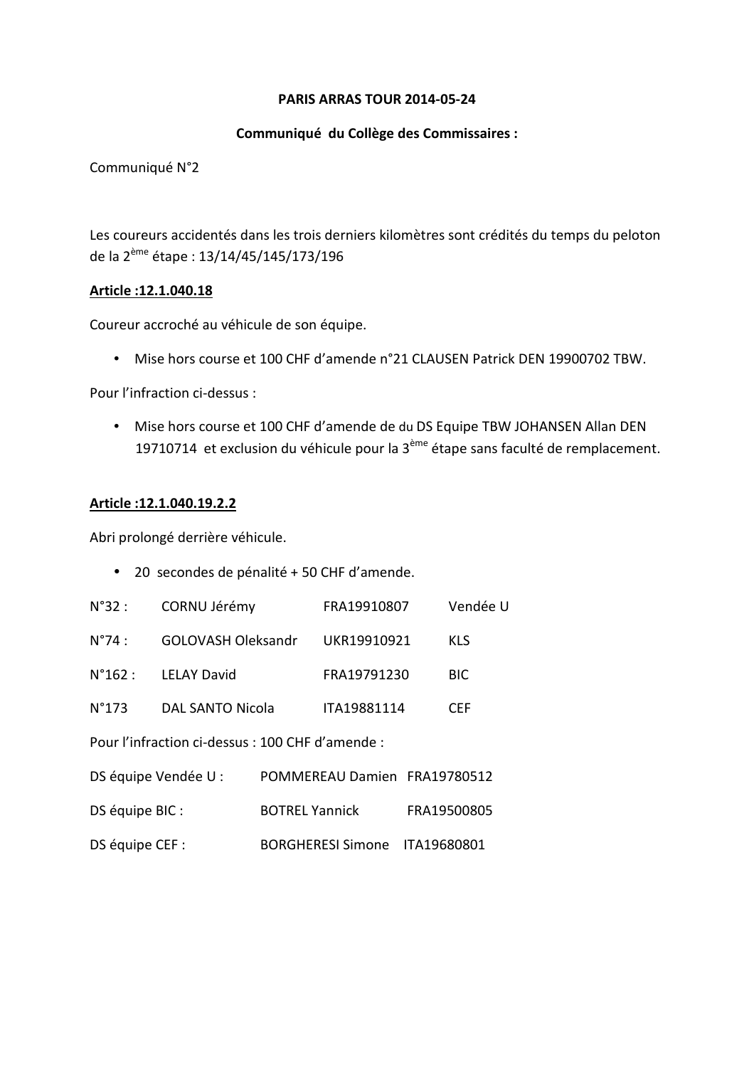**PARIS ARRAS TOUR 2014-05-24**

**Communiqué du Collège des Commissaires :**

Communiqué N°2

Les coureurs accidentés dans les trois derniers kilomètres sont crédités du temps du peloton de la 2ème étape : 13/14/45/145/173/196

**Article :12.1.040.18**

Coureur accroché au véhicule de son équipe.

- Mise hors course et 100 CHF d'amende n°21 CLAUSEN Patrick DEN 19900702 TBW.

Pour l'infraction ci-dessus :

- Mise hors course et 100 CHF d'amende de du DS Equipe TBW JOHANSEN Allan DEN 19710714 et exclusion du véhicule pour la 3ème étape sans faculté de remplacement.

**Article :12.1.040.19.2.2**

Abri prolongé derrière véhicule.

- 20 secondes de pénalité + 50 CHF d'amende.

| | | | |
|---|---|---|---|
| N°32 : | CORNU Jérémy | FRA19910807 | Vendée U |
| N°74 : | GOLOVASH Oleksandr | UKR19910921 | KLS |
| N°162 : | LELAY David | FRA19791230 | BIC |
| N°173 | DAL SANTO Nicola | ITA19881114 | CEF |

Pour l'infraction ci-dessus : 100 CHF d'amende :

| | | |
|---|---|---|
| DS équipe Vendée U : | POMMEREAU Damien | FRA19780512 |
| DS équipe BIC : | BOTREL Yannick | FRA19500805 |
| DS équipe CEF : | BORGHERESI Simone | ITA19680801 |